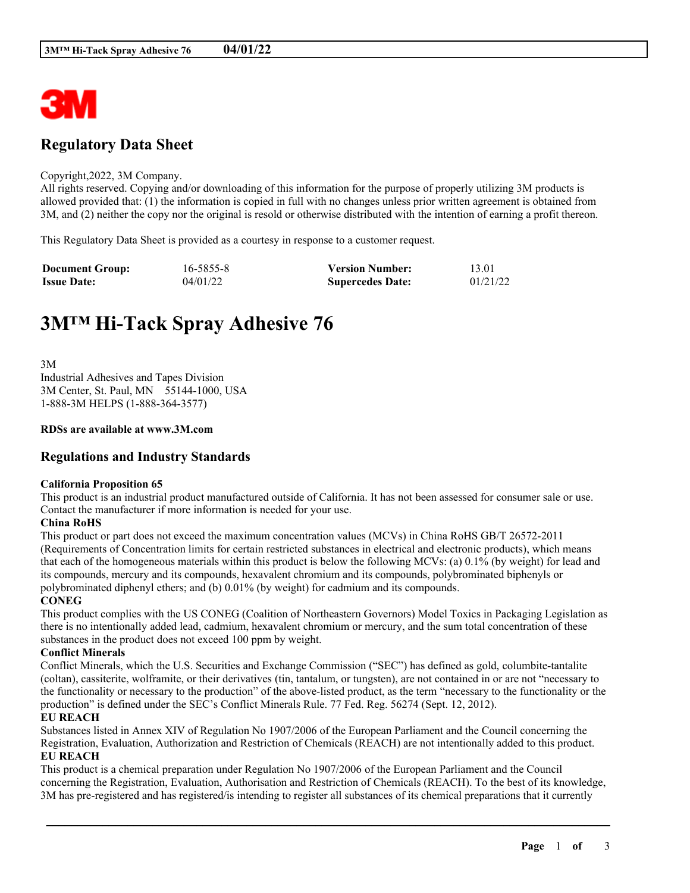# Regulatory Data Sheet

Copyright,2022, 3M Company.
All rights reserved. Copying and/or downloading of this information for the purpose of properly utilizing 3M products is allowed provided that: (1) the information is copied in full with no changes unless prior written agreement is obtained from 3M, and (2) neither the copy nor the original is resold or otherwise distributed with the intention of earning a profit thereon.

This Regulatory Data Sheet is provided as a courtesy in response to a customer request.

| **Document Group:** | 16-5855-8 | **Version Number:** | 13.01 |
|---|---|---|---|
| **Issue Date:** | 04/01/22 | **Supercedes Date:** | 01/21/22 |

# 3M™ Hi-Tack Spray Adhesive 76

3M
Industrial Adhesives and Tapes Division
3M Center, St. Paul, MN 55144-1000, USA
1-888-3M HELPS (1-888-364-3577)

**RDSs are available at www.3M.com**

## Regulations and Industry Standards

**California Proposition 65**
This product is an industrial product manufactured outside of California. It has not been assessed for consumer sale or use. Contact the manufacturer if more information is needed for your use.

**China RoHS**
This product or part does not exceed the maximum concentration values (MCVs) in China RoHS GB/T 26572-2011 (Requirements of Concentration limits for certain restricted substances in electrical and electronic products), which means that each of the homogeneous materials within this product is below the following MCVs: (a) 0.1% (by weight) for lead and its compounds, mercury and its compounds, hexavalent chromium and its compounds, polybrominated biphenyls or polybrominated diphenyl ethers; and (b) 0.01% (by weight) for cadmium and its compounds.

**CONEG**
This product complies with the US CONEG (Coalition of Northeastern Governors) Model Toxics in Packaging Legislation as there is no intentionally added lead, cadmium, hexavalent chromium or mercury, and the sum total concentration of these substances in the product does not exceed 100 ppm by weight.

**Conflict Minerals**
Conflict Minerals, which the U.S. Securities and Exchange Commission ("SEC") has defined as gold, columbite-tantalite (coltan), cassiterite, wolframite, or their derivatives (tin, tantalum, or tungsten), are not contained in or are not "necessary to the functionality or necessary to the production" of the above-listed product, as the term "necessary to the functionality or the production" is defined under the SEC's Conflict Minerals Rule. 77 Fed. Reg. 56274 (Sept. 12, 2012).

**EU REACH**
Substances listed in Annex XIV of Regulation No 1907/2006 of the European Parliament and the Council concerning the Registration, Evaluation, Authorization and Restriction of Chemicals (REACH) are not intentionally added to this product.

**EU REACH**
This product is a chemical preparation under Regulation No 1907/2006 of the European Parliament and the Council concerning the Registration, Evaluation, Authorisation and Restriction of Chemicals (REACH). To the best of its knowledge, 3M has pre-registered and has registered/is intending to register all substances of its chemical preparations that it currently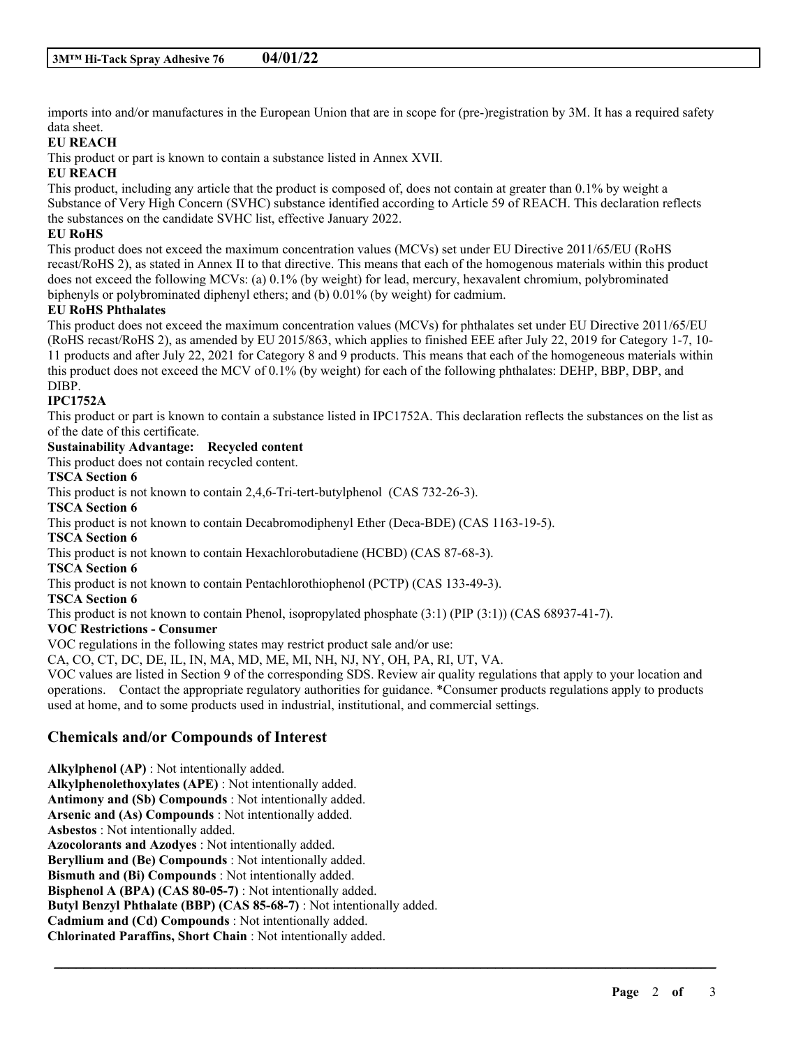imports into and/or manufactures in the European Union that are in scope for (pre-)registration by 3M. It has a required safety data sheet.

**EU REACH**

This product or part is known to contain a substance listed in Annex XVII.

**EU REACH**

This product, including any article that the product is composed of, does not contain at greater than 0.1% by weight a Substance of Very High Concern (SVHC) substance identified according to Article 59 of REACH. This declaration reflects the substances on the candidate SVHC list, effective January 2022.

**EU RoHS**

This product does not exceed the maximum concentration values (MCVs) set under EU Directive 2011/65/EU (RoHS recast/RoHS 2), as stated in Annex II to that directive. This means that each of the homogenous materials within this product does not exceed the following MCVs: (a) 0.1% (by weight) for lead, mercury, hexavalent chromium, polybrominated biphenyls or polybrominated diphenyl ethers; and (b) 0.01% (by weight) for cadmium.

**EU RoHS Phthalates**

This product does not exceed the maximum concentration values (MCVs) for phthalates set under EU Directive 2011/65/EU (RoHS recast/RoHS 2), as amended by EU 2015/863, which applies to finished EEE after July 22, 2019 for Category 1-7, 10-11 products and after July 22, 2021 for Category 8 and 9 products. This means that each of the homogeneous materials within this product does not exceed the MCV of 0.1% (by weight) for each of the following phthalates: DEHP, BBP, DBP, and DIBP.

**IPC1752A**

This product or part is known to contain a substance listed in IPC1752A. This declaration reflects the substances on the list as of the date of this certificate.

**Sustainability Advantage: Recycled content**

This product does not contain recycled content.

**TSCA Section 6**

This product is not known to contain 2,4,6-Tri-tert-butylphenol (CAS 732-26-3).

**TSCA Section 6**

This product is not known to contain Decabromodiphenyl Ether (Deca-BDE) (CAS 1163-19-5).

**TSCA Section 6**

This product is not known to contain Hexachlorobutadiene (HCBD) (CAS 87-68-3).

**TSCA Section 6**

This product is not known to contain Pentachlorothiophenol (PCTP) (CAS 133-49-3).

**TSCA Section 6**

This product is not known to contain Phenol, isopropylated phosphate (3:1) (PIP (3:1)) (CAS 68937-41-7).

**VOC Restrictions - Consumer**

VOC regulations in the following states may restrict product sale and/or use:

CA, CO, CT, DC, DE, IL, IN, MA, MD, ME, MI, NH, NJ, NY, OH, PA, RI, UT, VA.

VOC values are listed in Section 9 of the corresponding SDS. Review air quality regulations that apply to your location and operations. Contact the appropriate regulatory authorities for guidance. *Consumer products regulations apply to products used at home, and to some products used in industrial, institutional, and commercial settings.

## Chemicals and/or Compounds of Interest

**Alkylphenol (AP)** : Not intentionally added.
**Alkylphenolethoxylates (APE)** : Not intentionally added.
**Antimony and (Sb) Compounds** : Not intentionally added.
**Arsenic and (As) Compounds** : Not intentionally added.
**Asbestos** : Not intentionally added.
**Azocolorants and Azodyes** : Not intentionally added.
**Beryllium and (Be) Compounds** : Not intentionally added.
**Bismuth and (Bi) Compounds** : Not intentionally added.
**Bisphenol A (BPA) (CAS 80-05-7)** : Not intentionally added.
**Butyl Benzyl Phthalate (BBP) (CAS 85-68-7)** : Not intentionally added.
**Cadmium and (Cd) Compounds** : Not intentionally added.
**Chlorinated Paraffins, Short Chain** : Not intentionally added.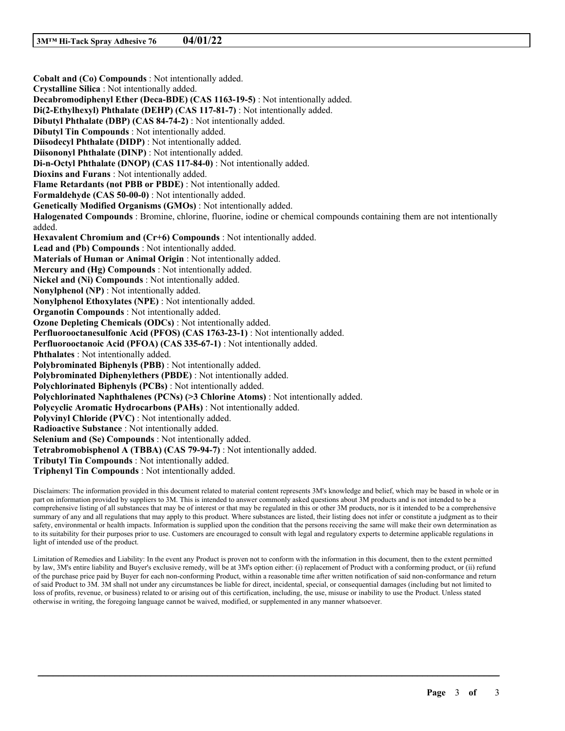**Cobalt and (Co) Compounds** : Not intentionally added.
**Crystalline Silica** : Not intentionally added.
**Decabromodiphenyl Ether (Deca-BDE) (CAS 1163-19-5)** : Not intentionally added.
**Di(2-Ethylhexyl) Phthalate (DEHP) (CAS 117-81-7)** : Not intentionally added.
**Dibutyl Phthalate (DBP) (CAS 84-74-2)** : Not intentionally added.
**Dibutyl Tin Compounds** : Not intentionally added.
**Diisodecyl Phthalate (DIDP)** : Not intentionally added.
**Diisononyl Phthalate (DINP)** : Not intentionally added.
**Di-n-Octyl Phthalate (DNOP) (CAS 117-84-0)** : Not intentionally added.
**Dioxins and Furans** : Not intentionally added.
**Flame Retardants (not PBB or PBDE)** : Not intentionally added.
**Formaldehyde (CAS 50-00-0)** : Not intentionally added.
**Genetically Modified Organisms (GMOs)** : Not intentionally added.
**Halogenated Compounds** : Bromine, chlorine, fluorine, iodine or chemical compounds containing them are not intentionally added.
**Hexavalent Chromium and (Cr+6) Compounds** : Not intentionally added.
**Lead and (Pb) Compounds** : Not intentionally added.
**Materials of Human or Animal Origin** : Not intentionally added.
**Mercury and (Hg) Compounds** : Not intentionally added.
**Nickel and (Ni) Compounds** : Not intentionally added.
**Nonylphenol (NP)** : Not intentionally added.
**Nonylphenol Ethoxylates (NPE)** : Not intentionally added.
**Organotin Compounds** : Not intentionally added.
**Ozone Depleting Chemicals (ODCs)** : Not intentionally added.
**Perfluorooctanesulfonic Acid (PFOS) (CAS 1763-23-1)** : Not intentionally added.
**Perfluorooctanoic Acid (PFOA) (CAS 335-67-1)** : Not intentionally added.
**Phthalates** : Not intentionally added.
**Polybrominated Biphenyls (PBB)** : Not intentionally added.
**Polybrominated Diphenylethers (PBDE)** : Not intentionally added.
**Polychlorinated Biphenyls (PCBs)** : Not intentionally added.
**Polychlorinated Naphthalenes (PCNs) (>3 Chlorine Atoms)** : Not intentionally added.
**Polycyclic Aromatic Hydrocarbons (PAHs)** : Not intentionally added.
**Polyvinyl Chloride (PVC)** : Not intentionally added.
**Radioactive Substance** : Not intentionally added.
**Selenium and (Se) Compounds** : Not intentionally added.
**Tetrabromobisphenol A (TBBA) (CAS 79-94-7)** : Not intentionally added.
**Tributyl Tin Compounds** : Not intentionally added.
**Triphenyl Tin Compounds** : Not intentionally added.

Disclaimers: The information provided in this document related to material content represents 3M's knowledge and belief, which may be based in whole or in part on information provided by suppliers to 3M. This is intended to answer commonly asked questions about 3M products and is not intended to be a comprehensive listing of all substances that may be of interest or that may be regulated in this or other 3M products, nor is it intended to be a comprehensive summary of any and all regulations that may apply to this product. Where substances are listed, their listing does not infer or constitute a judgment as to their safety, environmental or health impacts. Information is supplied upon the condition that the persons receiving the same will make their own determination as to its suitability for their purposes prior to use. Customers are encouraged to consult with legal and regulatory experts to determine applicable regulations in light of intended use of the product.

Limitation of Remedies and Liability: In the event any Product is proven not to conform with the information in this document, then to the extent permitted by law, 3M's entire liability and Buyer's exclusive remedy, will be at 3M's option either: (i) replacement of Product with a conforming product, or (ii) refund of the purchase price paid by Buyer for each non-conforming Product, within a reasonable time after written notification of said non-conformance and return of said Product to 3M. 3M shall not under any circumstances be liable for direct, incidental, special, or consequential damages (including but not limited to loss of profits, revenue, or business) related to or arising out of this certification, including, the use, misuse or inability to use the Product. Unless stated otherwise in writing, the foregoing language cannot be waived, modified, or supplemented in any manner whatsoever.